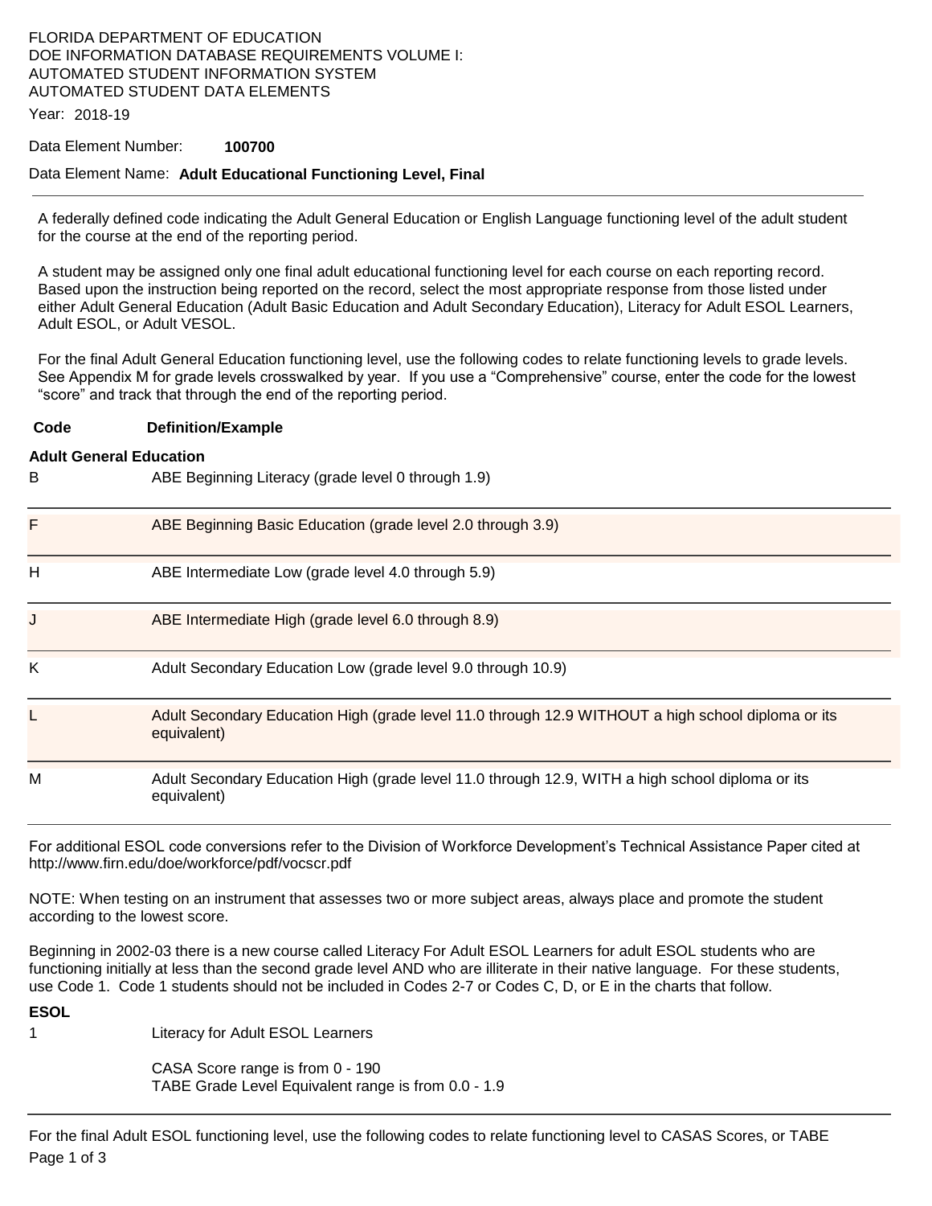FLORIDA DEPARTMENT OF EDUCATION
DOE INFORMATION DATABASE REQUIREMENTS VOLUME I:
AUTOMATED STUDENT INFORMATION SYSTEM
AUTOMATED STUDENT DATA ELEMENTS

Year: 2018-19

Data Element Number: **100700**

Data Element Name: **Adult Educational Functioning Level, Final**

---

A federally defined code indicating the Adult General Education or English Language functioning level of the adult student for the course at the end of the reporting period.

A student may be assigned only one final adult educational functioning level for each course on each reporting record. Based upon the instruction being reported on the record, select the most appropriate response from those listed under either Adult General Education (Adult Basic Education and Adult Secondary Education), Literacy for Adult ESOL Learners, Adult ESOL, or Adult VESOL.

For the final Adult General Education functioning level, use the following codes to relate functioning levels to grade levels. See Appendix M for grade levels crosswalked by year. If you use a "Comprehensive" course, enter the code for the lowest "score" and track that through the end of the reporting period.

| Code | Definition/Example |
|---|---|
| **Adult General Education** | |
| B | ABE Beginning Literacy (grade level 0 through 1.9) |
| F | ABE Beginning Basic Education (grade level 2.0 through 3.9) |
| H | ABE Intermediate Low (grade level 4.0 through 5.9) |
| J | ABE Intermediate High (grade level 6.0 through 8.9) |
| K | Adult Secondary Education Low (grade level 9.0 through 10.9) |
| L | Adult Secondary Education High (grade level 11.0 through 12.9 WITHOUT a high school diploma or its equivalent) |
| M | Adult Secondary Education High (grade level 11.0 through 12.9, WITH a high school diploma or its equivalent) |

For additional ESOL code conversions refer to the Division of Workforce Development's Technical Assistance Paper cited at http://www.firn.edu/doe/workforce/pdf/vocscr.pdf

NOTE: When testing on an instrument that assesses two or more subject areas, always place and promote the student according to the lowest score.

Beginning in 2002-03 there is a new course called Literacy For Adult ESOL Learners for adult ESOL students who are functioning initially at less than the second grade level AND who are illiterate in their native language. For these students, use Code 1. Code 1 students should not be included in Codes 2-7 or Codes C, D, or E in the charts that follow.

**ESOL**

| Code | Definition/Example |
|---|---|
| 1 | Literacy for Adult ESOL Learners<br><br>CASA Score range is from 0 - 190<br>TABE Grade Level Equivalent range is from 0.0 - 1.9 |

For the final Adult ESOL functioning level, use the following codes to relate functioning level to CASAS Scores, or TABE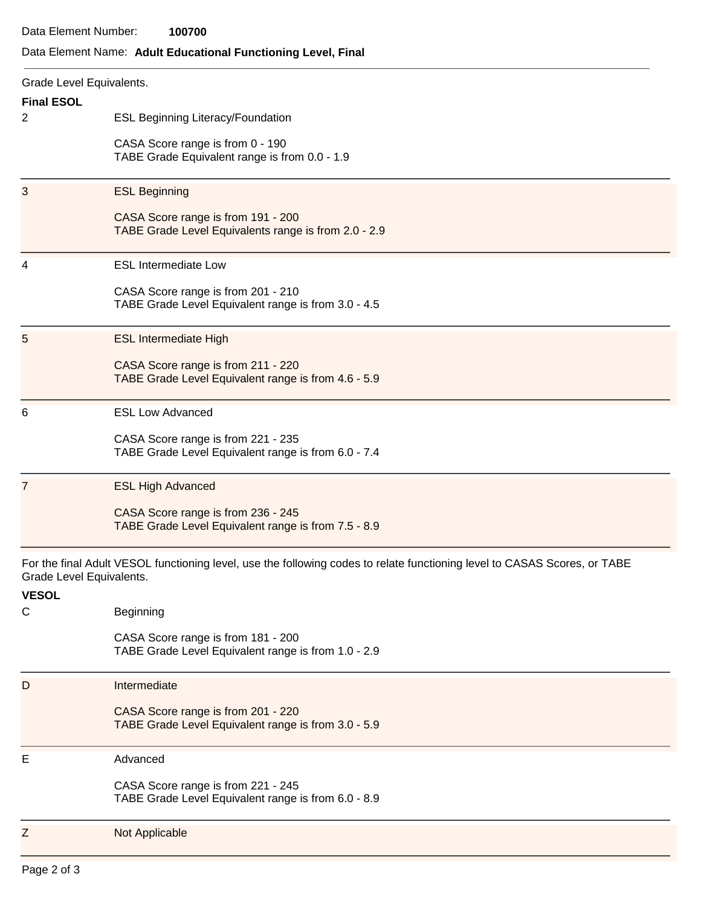Data Element Number: **100700**

Data Element Name: **Adult Educational Functioning Level, Final**

Grade Level Equivalents.

**Final ESOL**

| Code | Description |
| --- | --- |
| 2 | ESL Beginning Literacy/Foundation<br><br>CASA Score range is from 0 - 190<br>TABE Grade Equivalent range is from 0.0 - 1.9 |
| 3 | ESL Beginning<br><br>CASA Score range is from 191 - 200<br>TABE Grade Level Equivalents range is from 2.0 - 2.9 |
| 4 | ESL Intermediate Low<br><br>CASA Score range is from 201 - 210<br>TABE Grade Level Equivalent range is from 3.0 - 4.5 |
| 5 | ESL Intermediate High<br><br>CASA Score range is from 211 - 220<br>TABE Grade Level Equivalent range is from 4.6 - 5.9 |
| 6 | ESL Low Advanced<br><br>CASA Score range is from 221 - 235<br>TABE Grade Level Equivalent range is from 6.0 - 7.4 |
| 7 | ESL High Advanced<br><br>CASA Score range is from 236 - 245<br>TABE Grade Level Equivalent range is from 7.5 - 8.9 |

For the final Adult VESOL functioning level, use the following codes to relate functioning level to CASAS Scores, or TABE Grade Level Equivalents.

**VESOL**

| Code | Description |
| --- | --- |
| C | Beginning<br><br>CASA Score range is from 181 - 200<br>TABE Grade Level Equivalent range is from 1.0 - 2.9 |
| D | Intermediate<br><br>CASA Score range is from 201 - 220<br>TABE Grade Level Equivalent range is from 3.0 - 5.9 |
| E | Advanced<br><br>CASA Score range is from 221 - 245<br>TABE Grade Level Equivalent range is from 6.0 - 8.9 |
| Z | Not Applicable |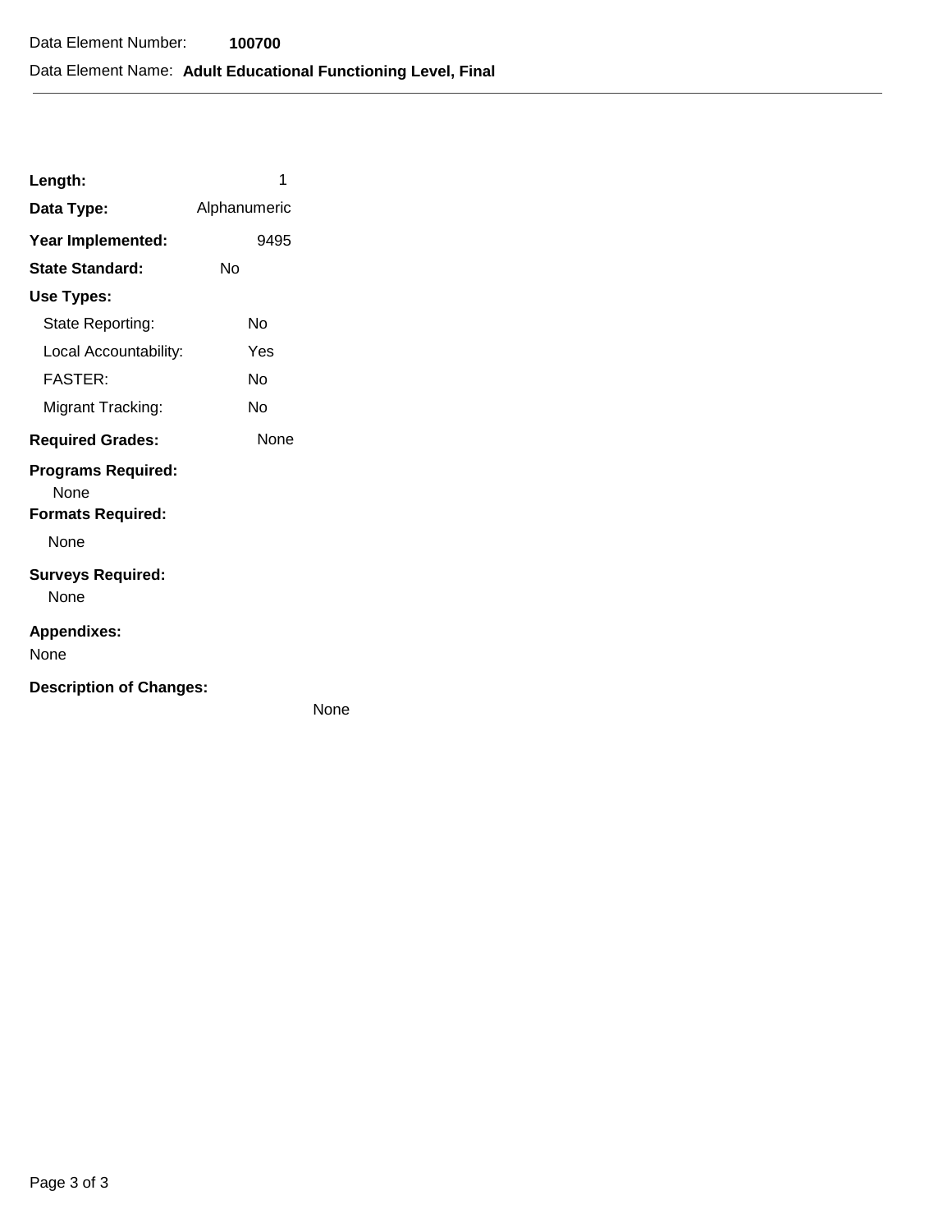Data Element Number: **100700**

Data Element Name: **Adult Educational Functioning Level, Final**

---

**Length:** 1

**Data Type:** Alphanumeric

**Year Implemented:** 9495

**State Standard:** No

**Use Types:**

- State Reporting: No
- Local Accountability: Yes
- FASTER: No
- Migrant Tracking: No

**Required Grades:** None

**Programs Required:**

None

**Formats Required:**

None

**Surveys Required:**

None

**Appendixes:**

None

**Description of Changes:**

None